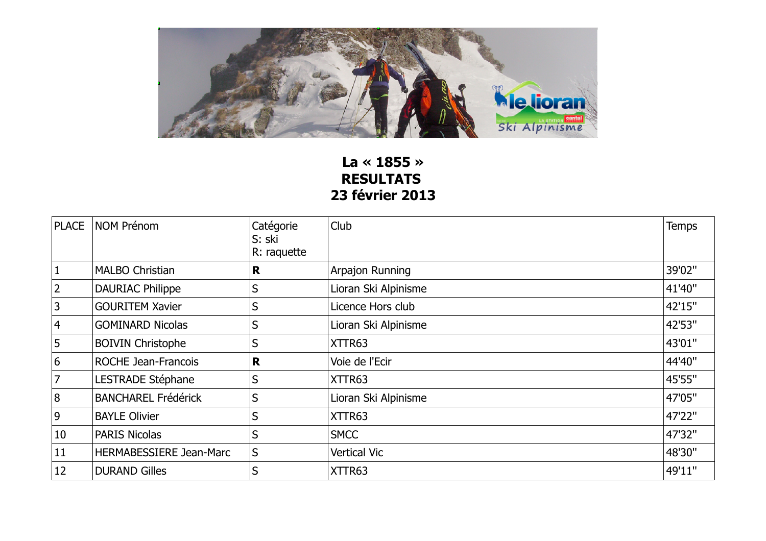**La « 1855 »**
**RESULTATS**
**23 février 2013**

| PLACE | NOM Prénom | Catégorie S: ski R: raquette | Club | Temps |
|---|---|---|---|---|
| 1 | MALBO Christian | **R** | Arpajon Running | 39'02'' |
| 2 | DAURIAC Philippe | S | Lioran Ski Alpinisme | 41'40'' |
| 3 | GOURITEM Xavier | S | Licence Hors club | 42'15'' |
| 4 | GOMINARD Nicolas | S | Lioran Ski Alpinisme | 42'53'' |
| 5 | BOIVIN Christophe | S | XTTR63 | 43'01'' |
| 6 | ROCHE Jean-Francois | **R** | Voie de l'Ecir | 44'40'' |
| 7 | LESTRADE Stéphane | S | XTTR63 | 45'55'' |
| 8 | BANCHAREL Frédérick | S | Lioran Ski Alpinisme | 47'05'' |
| 9 | BAYLE Olivier | S | XTTR63 | 47'22'' |
| 10 | PARIS Nicolas | S | SMCC | 47'32'' |
| 11 | HERMABESSIERE Jean-Marc | S | Vertical Vic | 48'30'' |
| 12 | DURAND Gilles | S | XTTR63 | 49'11'' |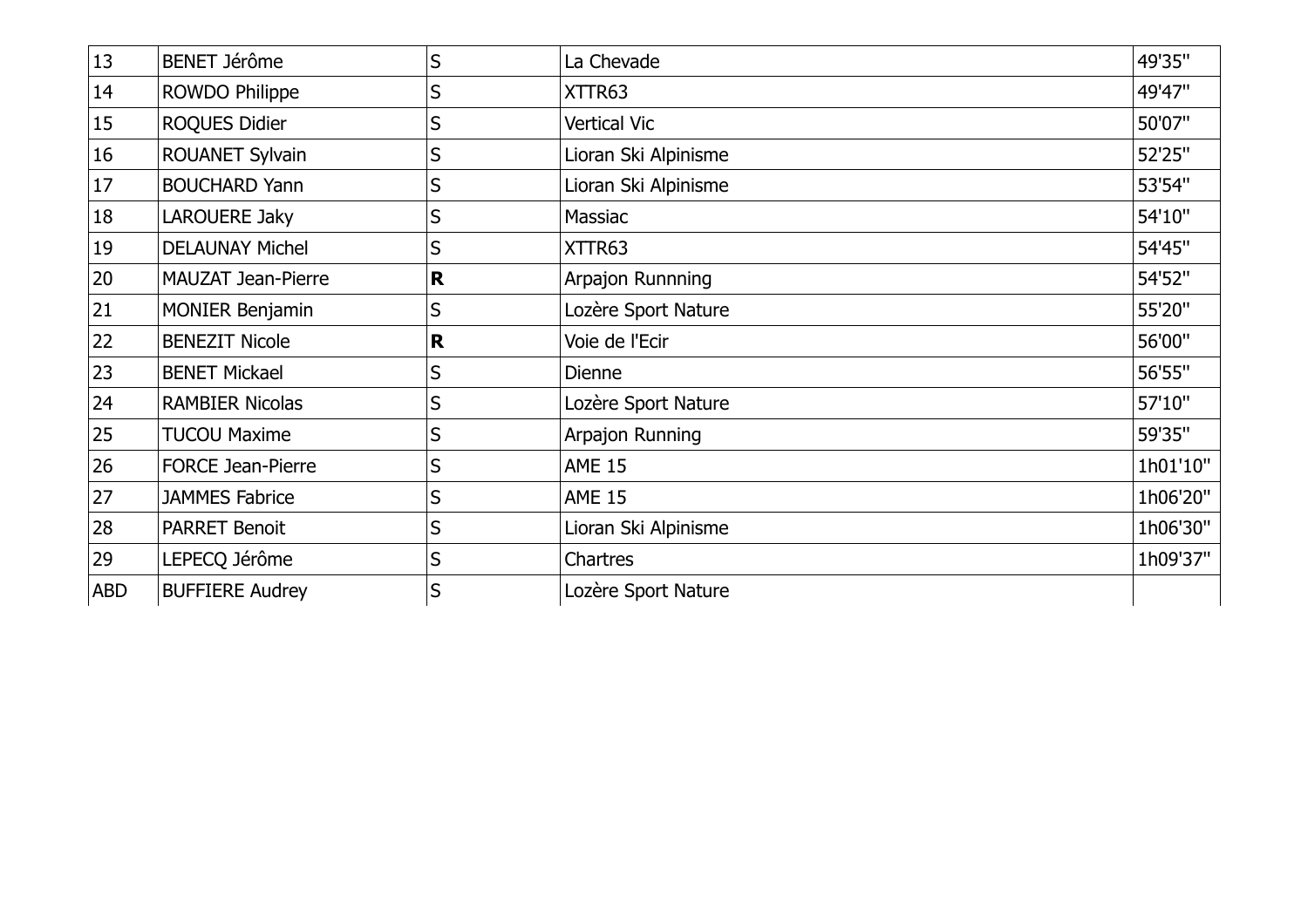| | | | | |
|---|---|---|---|---|
| 13 | BENET Jérôme | S | La Chevade | 49'35'' |
| 14 | ROWDO Philippe | S | XTTR63 | 49'47'' |
| 15 | ROQUES Didier | S | Vertical Vic | 50'07'' |
| 16 | ROUANET Sylvain | S | Lioran Ski Alpinisme | 52'25'' |
| 17 | BOUCHARD Yann | S | Lioran Ski Alpinisme | 53'54'' |
| 18 | LAROUERE Jaky | S | Massiac | 54'10'' |
| 19 | DELAUNAY Michel | S | XTTR63 | 54'45'' |
| 20 | MAUZAT Jean-Pierre | **R** | Arpajon Runnning | 54'52'' |
| 21 | MONIER Benjamin | S | Lozère Sport Nature | 55'20'' |
| 22 | BENEZIT Nicole | **R** | Voie de l'Ecir | 56'00'' |
| 23 | BENET Mickael | S | Dienne | 56'55'' |
| 24 | RAMBIER Nicolas | S | Lozère Sport Nature | 57'10'' |
| 25 | TUCOU Maxime | S | Arpajon Running | 59'35'' |
| 26 | FORCE Jean-Pierre | S | AME 15 | 1h01'10'' |
| 27 | JAMMES Fabrice | S | AME 15 | 1h06'20'' |
| 28 | PARRET Benoit | S | Lioran Ski Alpinisme | 1h06'30'' |
| 29 | LEPECQ Jérôme | S | Chartres | 1h09'37'' |
| ABD | BUFFIERE Audrey | S | Lozère Sport Nature | |